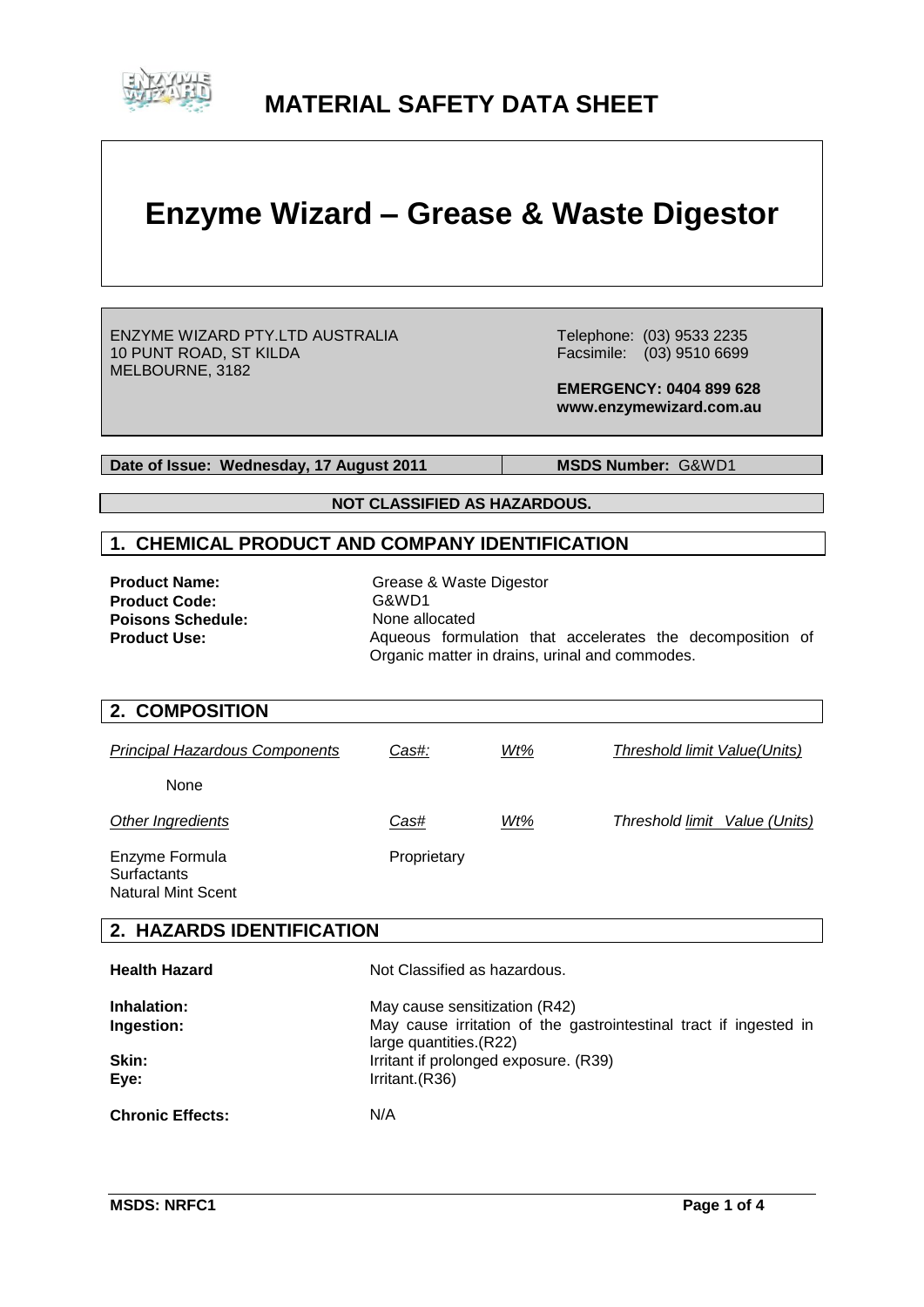# MATERIAL SAFETY DATA SHEET

# Enzyme Wizard – Grease & Waste Digestor

ENZYME WIZARD PTY.LTD AUSTRALIA
10 PUNT ROAD, ST KILDA
MELBOURNE, 3182

Telephone: (03) 9533 2235
Facsimile: (03) 9510 6699

**EMERGENCY: 0404 899 628**
**www.enzymewizard.com.au**

**Date of Issue: Wednesday, 17 August 2011** | **MSDS Number:** G&WD1

**NOT CLASSIFIED AS HAZARDOUS.**

## 1. CHEMICAL PRODUCT AND COMPANY IDENTIFICATION

**Product Name:** Grease & Waste Digestor
**Product Code:** G&WD1
**Poisons Schedule:** None allocated
**Product Use:** Aqueous formulation that accelerates the decomposition of Organic matter in drains, urinal and commodes.

## 2. COMPOSITION

| *Principal Hazardous Components* | *Cas#:* | *Wt%* | *Threshold limit Value(Units)* |
|---|---|---|---|
| None | | | |
| *Other Ingredients* | *Cas#* | *Wt%* | *Threshold limit Value (Units)* |
| Enzyme Formula<br>Surfactants<br>Natural Mint Scent | Proprietary | | |

## 2. HAZARDS IDENTIFICATION

**Health Hazard** Not Classified as hazardous.

**Inhalation:** May cause sensitization (R42)
**Ingestion:** May cause irritation of the gastrointestinal tract if ingested in large quantities.(R22)
**Skin:** Irritant if prolonged exposure. (R39)
**Eye:** Irritant.(R36)

**Chronic Effects:** N/A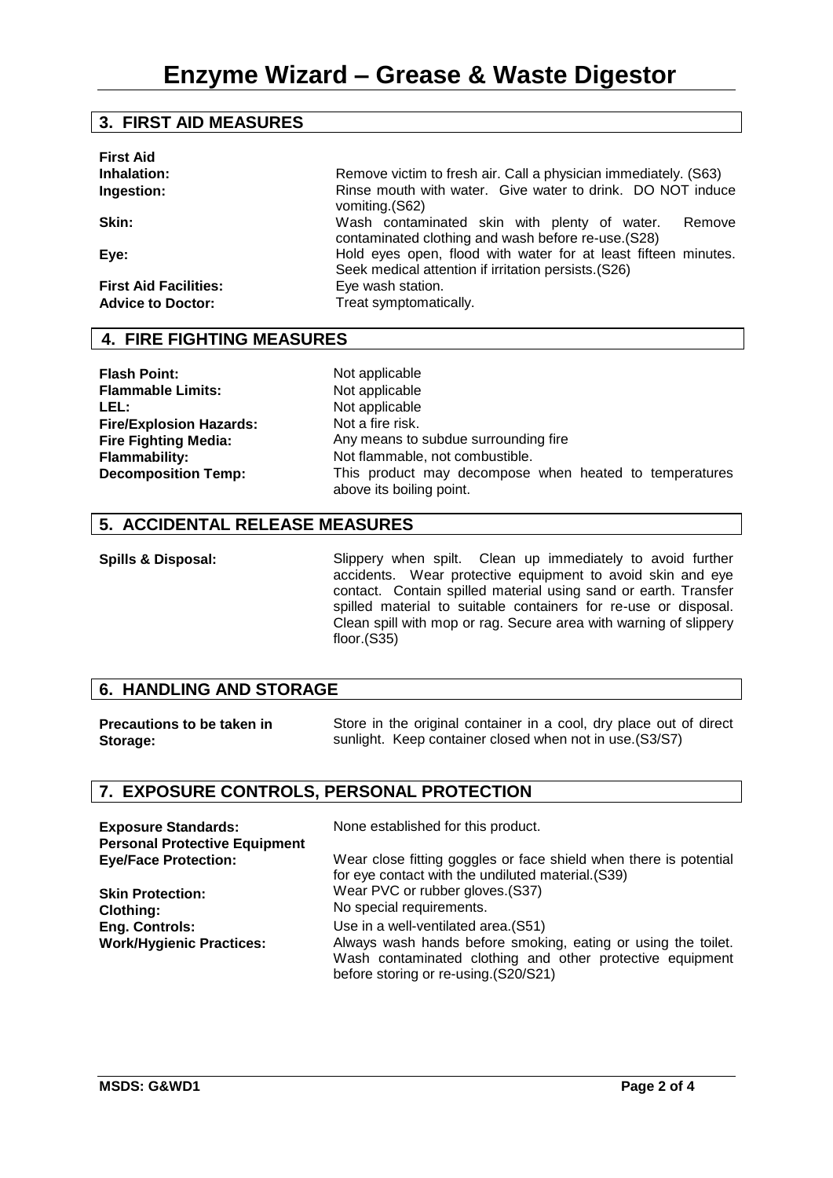# Enzyme Wizard – Grease & Waste Digestor

## 3. FIRST AID MEASURES

**First Aid**

| | |
|---|---|
| **Inhalation:** | Remove victim to fresh air. Call a physician immediately. (S63) |
| **Ingestion:** | Rinse mouth with water. Give water to drink. DO NOT induce vomiting.(S62) |
| **Skin:** | Wash contaminated skin with plenty of water. Remove contaminated clothing and wash before re-use.(S28) |
| **Eye:** | Hold eyes open, flood with water for at least fifteen minutes. Seek medical attention if irritation persists.(S26) |
| **First Aid Facilities:** | Eye wash station. |
| **Advice to Doctor:** | Treat symptomatically. |

## 4. FIRE FIGHTING MEASURES

| | |
|---|---|
| **Flash Point:** | Not applicable |
| **Flammable Limits:** | Not applicable |
| **LEL:** | Not applicable |
| **Fire/Explosion Hazards:** | Not a fire risk. |
| **Fire Fighting Media:** | Any means to subdue surrounding fire |
| **Flammability:** | Not flammable, not combustible. |
| **Decomposition Temp:** | This product may decompose when heated to temperatures above its boiling point. |

## 5. ACCIDENTAL RELEASE MEASURES

**Spills & Disposal:** Slippery when spilt. Clean up immediately to avoid further accidents. Wear protective equipment to avoid skin and eye contact. Contain spilled material using sand or earth. Transfer spilled material to suitable containers for re-use or disposal. Clean spill with mop or rag. Secure area with warning of slippery floor.(S35)

## 6. HANDLING AND STORAGE

**Precautions to be taken in Storage:** Store in the original container in a cool, dry place out of direct sunlight. Keep container closed when not in use.(S3/S7)

## 7. EXPOSURE CONTROLS, PERSONAL PROTECTION

| | |
|---|---|
| **Exposure Standards:** | None established for this product. |
| **Personal Protective Equipment** | |
| **Eye/Face Protection:** | Wear close fitting goggles or face shield when there is potential for eye contact with the undiluted material.(S39) |
| **Skin Protection:** | Wear PVC or rubber gloves.(S37) |
| **Clothing:** | No special requirements. |
| **Eng. Controls:** | Use in a well-ventilated area.(S51) |
| **Work/Hygienic Practices:** | Always wash hands before smoking, eating or using the toilet. Wash contaminated clothing and other protective equipment before storing or re-using.(S20/S21) |

MSDS: G&WD1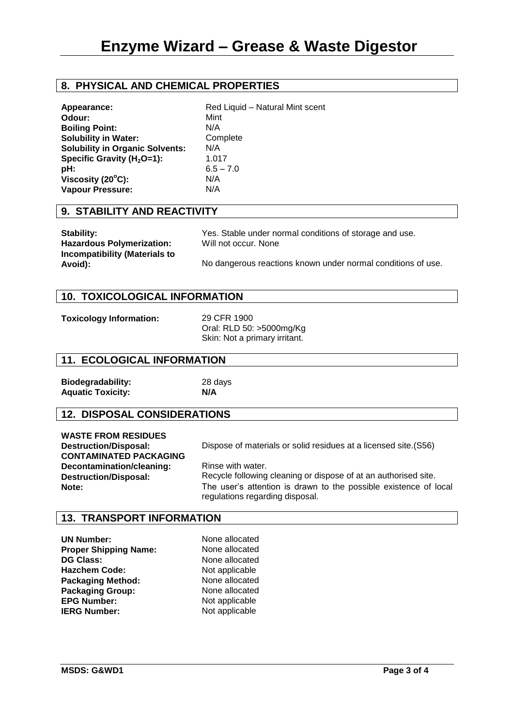# Enzyme Wizard – Grease & Waste Digestor

## 8. PHYSICAL AND CHEMICAL PROPERTIES

| | |
|---|---|
| **Appearance:** | Red Liquid – Natural Mint scent |
| **Odour:** | Mint |
| **Boiling Point:** | N/A |
| **Solubility in Water:** | Complete |
| **Solubility in Organic Solvents:** | N/A |
| **Specific Gravity ($H_2O$=1):** | 1.017 |
| **pH:** | 6.5 – 7.0 |
| **Viscosity (20°C):** | N/A |
| **Vapour Pressure:** | N/A |

## 9. STABILITY AND REACTIVITY

| | |
|---|---|
| **Stability:** | Yes. Stable under normal conditions of storage and use. |
| **Hazardous Polymerization:** | Will not occur. None |
| **Incompatibility (Materials to Avoid):** | No dangerous reactions known under normal conditions of use. |

## 10. TOXICOLOGICAL INFORMATION

**Toxicology Information:** 29 CFR 1900
Oral: RLD 50: >5000mg/Kg
Skin: Not a primary irritant.

## 11. ECOLOGICAL INFORMATION

| | |
|---|---|
| **Biodegradability:** | 28 days |
| **Aquatic Toxicity:** | **N/A** |

## 12. DISPOSAL CONSIDERATIONS

**WASTE FROM RESIDUES**

**Destruction/Disposal:** Dispose of materials or solid residues at a licensed site.(S56)

**CONTAMINATED PACKAGING**

**Decontamination/cleaning:** Rinse with water.

**Destruction/Disposal:** Recycle following cleaning or dispose of at an authorised site.

**Note:** The user's attention is drawn to the possible existence of local regulations regarding disposal.

## 13. TRANSPORT INFORMATION

| | |
|---|---|
| **UN Number:** | None allocated |
| **Proper Shipping Name:** | None allocated |
| **DG Class:** | None allocated |
| **Hazchem Code:** | Not applicable |
| **Packaging Method:** | None allocated |
| **Packaging Group:** | None allocated |
| **EPG Number:** | Not applicable |
| **IERG Number:** | Not applicable |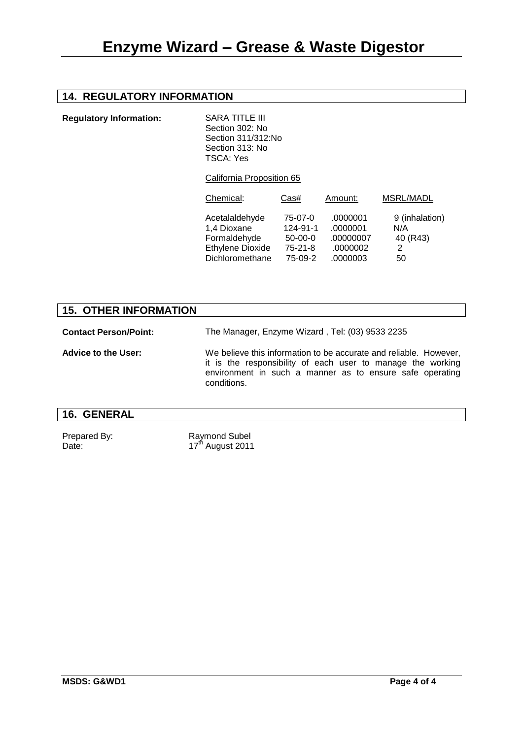## 14. REGULATORY INFORMATION

**Regulatory Information:**

SARA TITLE III
Section 302: No
Section 311/312:No
Section 313: No
TSCA: Yes

California Proposition 65

| Chemical: | Cas# | Amount: | MSRL/MADL |
|---|---|---|---|
| Acetalaldehyde | 75-07-0 | .0000001 | 9 (inhalation) |
| 1,4 Dioxane | 124-91-1 | .0000001 | N/A |
| Formaldehyde | 50-00-0 | .00000007 | 40 (R43) |
| Ethylene Dioxide | 75-21-8 | .0000002 | 2 |
| Dichloromethane | 75-09-2 | .0000003 | 50 |

## 15. OTHER INFORMATION

**Contact Person/Point:** The Manager, Enzyme Wizard , Tel: (03) 9533 2235

**Advice to the User:** We believe this information to be accurate and reliable. However, it is the responsibility of each user to manage the working environment in such a manner as to ensure safe operating conditions.

## 16. GENERAL

Prepared By: Raymond Subel
Date: 17th August 2011